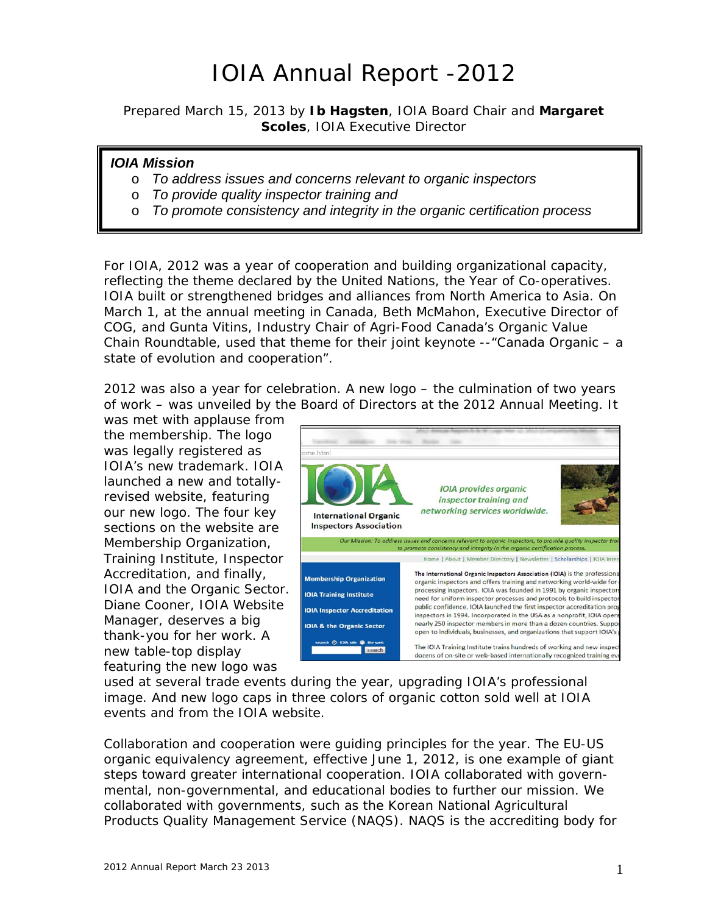# IOIA Annual Report -2012

Prepared March 15, 2013 by **Ib Hagsten**, IOIA Board Chair and **Margaret Scoles**, IOIA Executive Director

> ***IOIA Mission***
> - *To address issues and concerns relevant to organic inspectors*
> - *To provide quality inspector training and*
> - *To promote consistency and integrity in the organic certification process*

For IOIA, 2012 was a year of cooperation and building organizational capacity, reflecting the theme declared by the United Nations, the Year of Co-operatives. IOIA built or strengthened bridges and alliances from North America to Asia. On March 1, at the annual meeting in Canada, Beth McMahon, Executive Director of COG, and Gunta Vitins, Industry Chair of Agri-Food Canada's Organic Value Chain Roundtable, used that theme for their joint keynote --"Canada Organic – a state of evolution and cooperation".

2012 was also a year for celebration. A new logo – the culmination of two years of work – was unveiled by the Board of Directors at the 2012 Annual Meeting. It was met with applause from the membership. The logo was legally registered as IOIA's new trademark. IOIA launched a new and totally-revised website, featuring our new logo. The four key sections on the website are Membership Organization, Training Institute, Inspector Accreditation, and finally, IOIA and the Organic Sector. Diane Cooner, IOIA Website Manager, deserves a big thank-you for her work. A new table-top display featuring the new logo was used at several trade events during the year, upgrading IOIA's professional image. And new logo caps in three colors of organic cotton sold well at IOIA events and from the IOIA website.

Collaboration and cooperation were guiding principles for the year. The EU-US organic equivalency agreement, effective June 1, 2012, is one example of giant steps toward greater international cooperation. IOIA collaborated with governmental, non-governmental, and educational bodies to further our mission. We collaborated with governments, such as the Korean National Agricultural Products Quality Management Service (NAQS). NAQS is the accrediting body for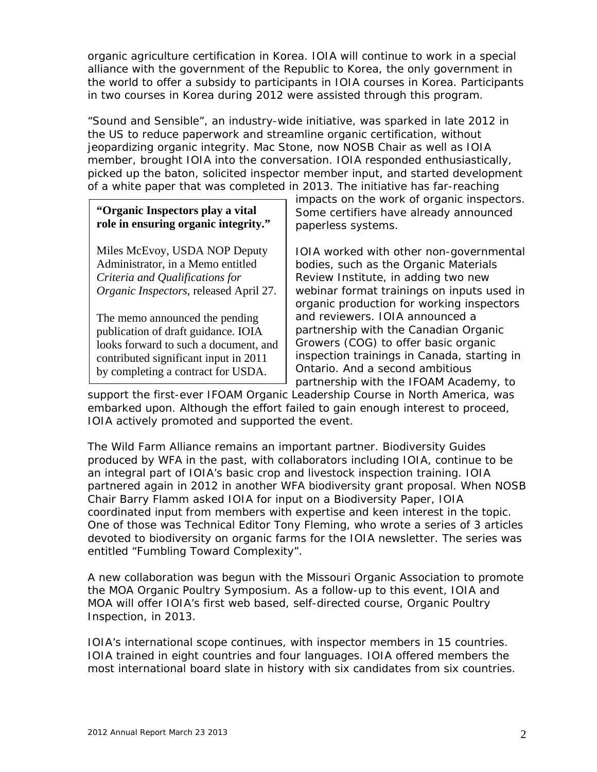organic agriculture certification in Korea. IOIA will continue to work in a special alliance with the government of the Republic to Korea, the only government in the world to offer a subsidy to participants in IOIA courses in Korea. Participants in two courses in Korea during 2012 were assisted through this program.

"Sound and Sensible", an industry-wide initiative, was sparked in late 2012 in the US to reduce paperwork and streamline organic certification, without jeopardizing organic integrity. Mac Stone, now NOSB Chair as well as IOIA member, brought IOIA into the conversation. IOIA responded enthusiastically, picked up the baton, solicited inspector member input, and started development of a white paper that was completed in 2013. The initiative has far-reaching impacts on the work of organic inspectors. Some certifiers have already announced paperless systems.

> **"Organic Inspectors play a vital role in ensuring organic integrity."**
>
> Miles McEvoy, USDA NOP Deputy Administrator, in a Memo entitled *Criteria and Qualifications for Organic Inspectors*, released April 27.
>
> The memo announced the pending publication of draft guidance. IOIA looks forward to such a document, and contributed significant input in 2011 by completing a contract for USDA.

IOIA worked with other non-governmental bodies, such as the Organic Materials Review Institute, in adding two new webinar format trainings on inputs used in organic production for working inspectors and reviewers. IOIA announced a partnership with the Canadian Organic Growers (COG) to offer basic organic inspection trainings in Canada, starting in Ontario. And a second ambitious partnership with the IFOAM Academy, to support the first-ever IFOAM Organic Leadership Course in North America, was embarked upon. Although the effort failed to gain enough interest to proceed, IOIA actively promoted and supported the event.

The Wild Farm Alliance remains an important partner. Biodiversity Guides produced by WFA in the past, with collaborators including IOIA, continue to be an integral part of IOIA's basic crop and livestock inspection training. IOIA partnered again in 2012 in another WFA biodiversity grant proposal. When NOSB Chair Barry Flamm asked IOIA for input on a Biodiversity Paper, IOIA coordinated input from members with expertise and keen interest in the topic. One of those was Technical Editor Tony Fleming, who wrote a series of 3 articles devoted to biodiversity on organic farms for the IOIA newsletter. The series was entitled "Fumbling Toward Complexity".

A new collaboration was begun with the Missouri Organic Association to promote the MOA Organic Poultry Symposium. As a follow-up to this event, IOIA and MOA will offer IOIA's first web based, self-directed course, Organic Poultry Inspection, in 2013.

IOIA's international scope continues, with inspector members in 15 countries. IOIA trained in eight countries and four languages. IOIA offered members the most international board slate in history with six candidates from six countries.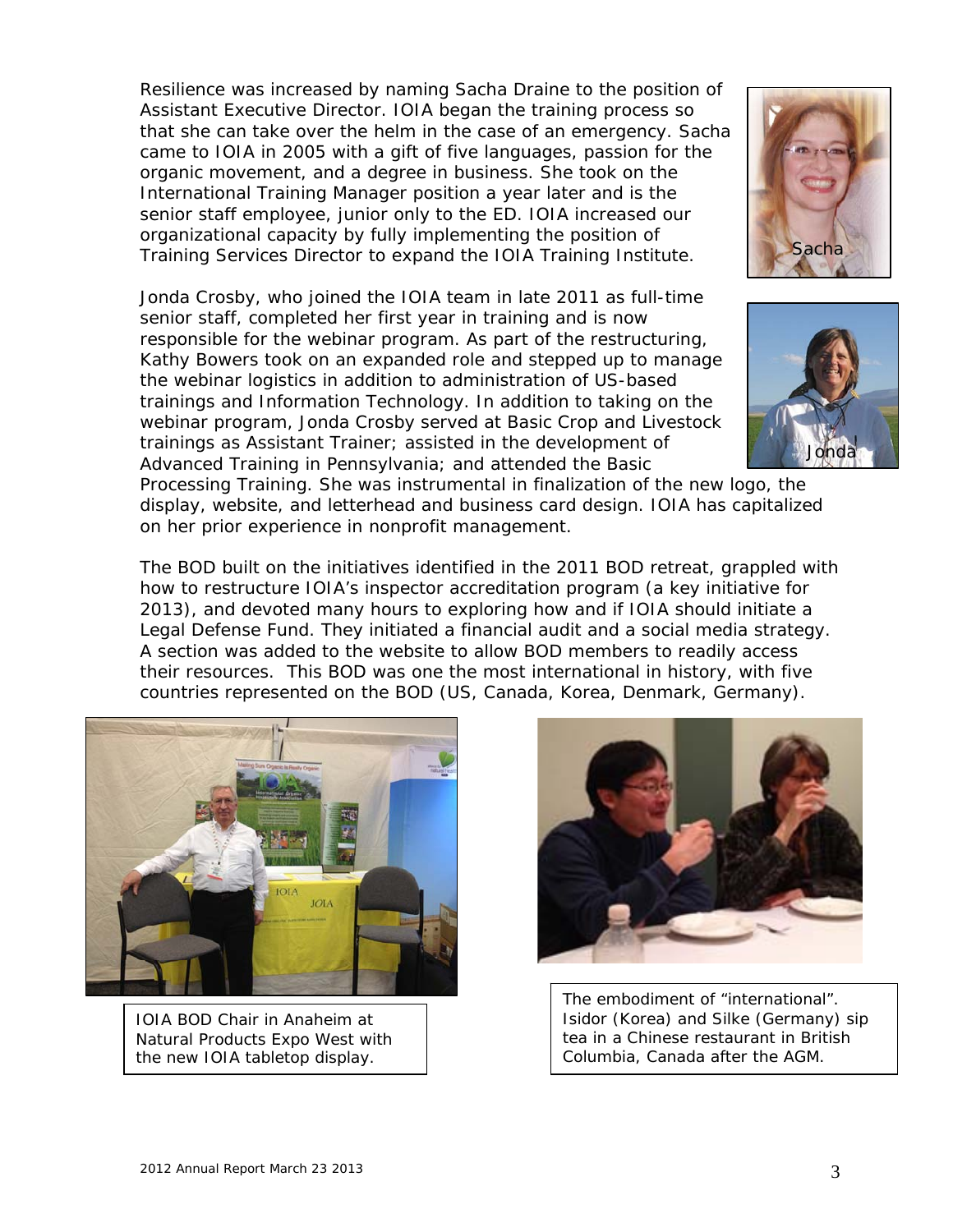Resilience was increased by naming Sacha Draine to the position of Assistant Executive Director. IOIA began the training process so that she can take over the helm in the case of an emergency. Sacha came to IOIA in 2005 with a gift of five languages, passion for the organic movement, and a degree in business. She took on the International Training Manager position a year later and is the senior staff employee, junior only to the ED. IOIA increased our organizational capacity by fully implementing the position of Training Services Director to expand the IOIA Training Institute.

Sacha

Jonda Crosby, who joined the IOIA team in late 2011 as full-time senior staff, completed her first year in training and is now responsible for the webinar program. As part of the restructuring, Kathy Bowers took on an expanded role and stepped up to manage the webinar logistics in addition to administration of US-based trainings and Information Technology. In addition to taking on the webinar program, Jonda Crosby served at Basic Crop and Livestock trainings as Assistant Trainer; assisted in the development of Advanced Training in Pennsylvania; and attended the Basic Processing Training. She was instrumental in finalization of the new logo, the display, website, and letterhead and business card design. IOIA has capitalized on her prior experience in nonprofit management.

Jonda

The BOD built on the initiatives identified in the 2011 BOD retreat, grappled with how to restructure IOIA's inspector accreditation program (a key initiative for 2013), and devoted many hours to exploring how and if IOIA should initiate a Legal Defense Fund. They initiated a financial audit and a social media strategy. A section was added to the website to allow BOD members to readily access their resources. This BOD was one the most international in history, with five countries represented on the BOD (US, Canada, Korea, Denmark, Germany).

IOIA BOD Chair in Anaheim at Natural Products Expo West with the new IOIA tabletop display.

The embodiment of "international". Isidor (Korea) and Silke (Germany) sip tea in a Chinese restaurant in British Columbia, Canada after the AGM.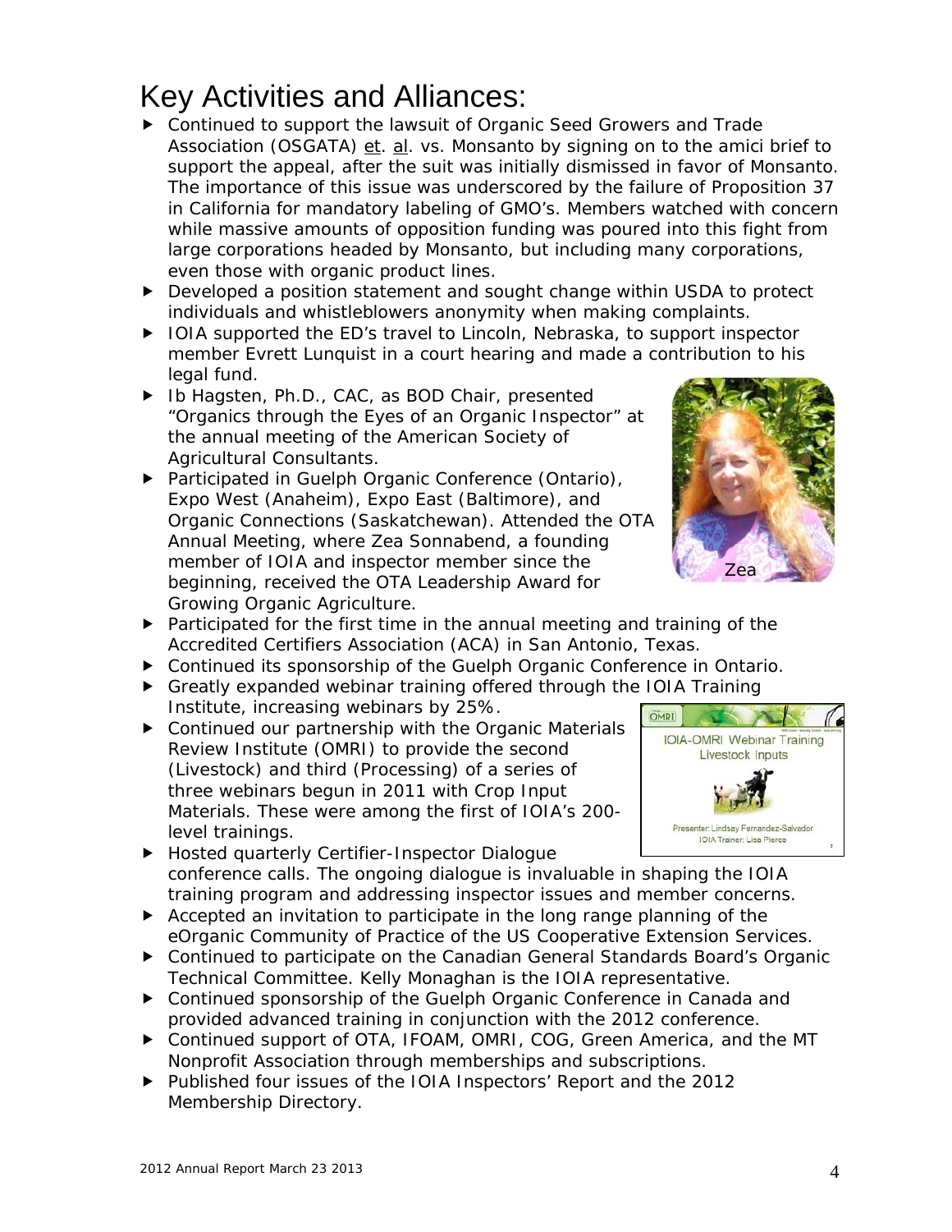# Key Activities and Alliances:

- Continued to support the lawsuit of Organic Seed Growers and Trade Association (OSGATA) et. al. vs. Monsanto by signing on to the amici brief to support the appeal, after the suit was initially dismissed in favor of Monsanto. The importance of this issue was underscored by the failure of Proposition 37 in California for mandatory labeling of GMO's. Members watched with concern while massive amounts of opposition funding was poured into this fight from large corporations headed by Monsanto, but including many corporations, even those with organic product lines.
- Developed a position statement and sought change within USDA to protect individuals and whistleblowers anonymity when making complaints.
- IOIA supported the ED's travel to Lincoln, Nebraska, to support inspector member Evrett Lunquist in a court hearing and made a contribution to his legal fund.
- Ib Hagsten, Ph.D., CAC, as BOD Chair, presented "Organics through the Eyes of an Organic Inspector" at the annual meeting of the American Society of Agricultural Consultants.
- Participated in Guelph Organic Conference (Ontario), Expo West (Anaheim), Expo East (Baltimore), and Organic Connections (Saskatchewan). Attended the OTA Annual Meeting, where Zea Sonnabend, a founding member of IOIA and inspector member since the beginning, received the OTA Leadership Award for Growing Organic Agriculture.

Zea

- Participated for the first time in the annual meeting and training of the Accredited Certifiers Association (ACA) in San Antonio, Texas.
- Continued its sponsorship of the Guelph Organic Conference in Ontario.
- Greatly expanded webinar training offered through the IOIA Training Institute, increasing webinars by 25%.
- Continued our partnership with the Organic Materials Review Institute (OMRI) to provide the second (Livestock) and third (Processing) of a series of three webinars begun in 2011 with Crop Input Materials. These were among the first of IOIA's 200-level trainings.
- Hosted quarterly Certifier-Inspector Dialogue conference calls. The ongoing dialogue is invaluable in shaping the IOIA training program and addressing inspector issues and member concerns.
- Accepted an invitation to participate in the long range planning of the eOrganic Community of Practice of the US Cooperative Extension Services.
- Continued to participate on the Canadian General Standards Board's Organic Technical Committee. Kelly Monaghan is the IOIA representative.
- Continued sponsorship of the Guelph Organic Conference in Canada and provided advanced training in conjunction with the 2012 conference.
- Continued support of OTA, IFOAM, OMRI, COG, Green America, and the MT Nonprofit Association through memberships and subscriptions.
- Published four issues of the IOIA Inspectors' Report and the 2012 Membership Directory.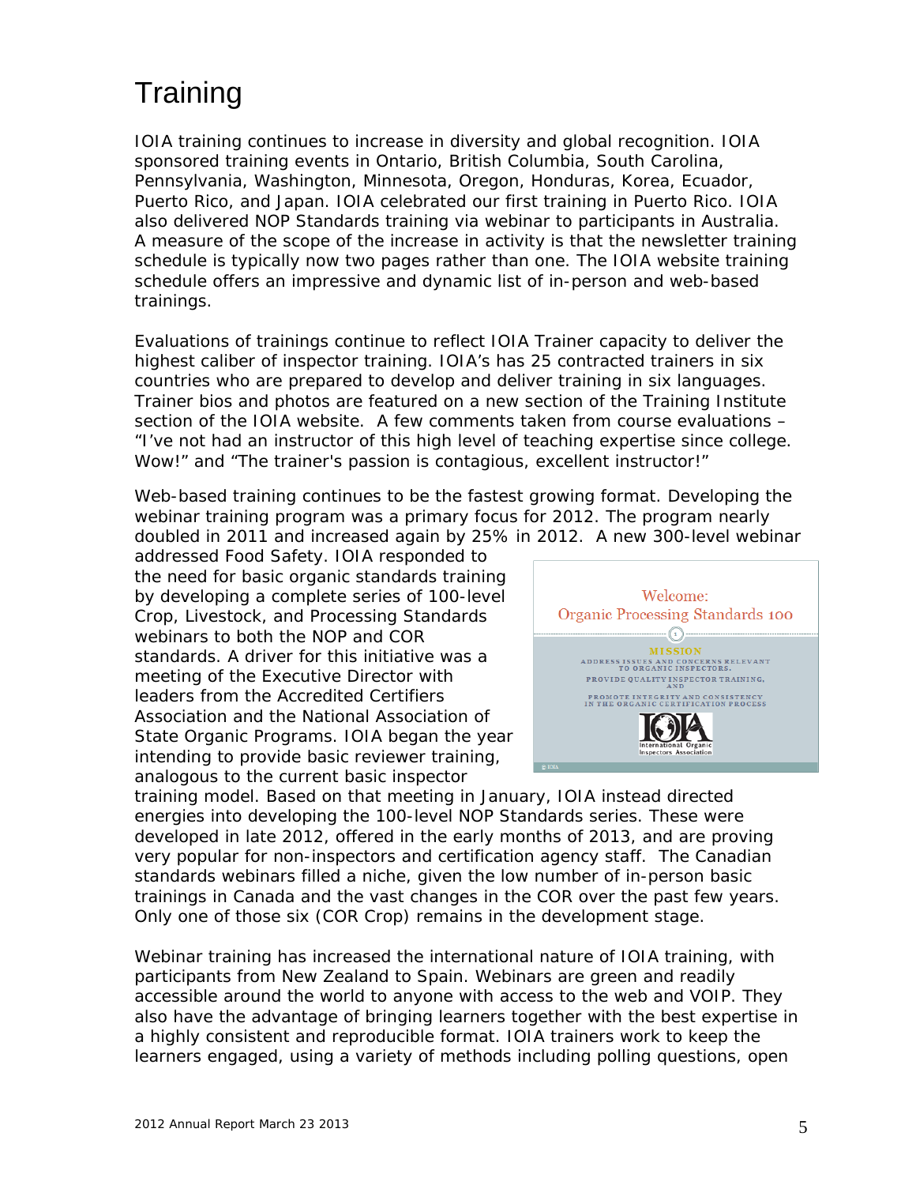# Training

IOIA training continues to increase in diversity and global recognition. IOIA sponsored training events in Ontario, British Columbia, South Carolina, Pennsylvania, Washington, Minnesota, Oregon, Honduras, Korea, Ecuador, Puerto Rico, and Japan. IOIA celebrated our first training in Puerto Rico. IOIA also delivered NOP Standards training via webinar to participants in Australia. A measure of the scope of the increase in activity is that the newsletter training schedule is typically now two pages rather than one. The IOIA website training schedule offers an impressive and dynamic list of in-person and web-based trainings.

Evaluations of trainings continue to reflect IOIA Trainer capacity to deliver the highest caliber of inspector training. IOIA's has 25 contracted trainers in six countries who are prepared to develop and deliver training in six languages. Trainer bios and photos are featured on a new section of the Training Institute section of the IOIA website. A few comments taken from course evaluations – "I've not had an instructor of this high level of teaching expertise since college. Wow!" and "The trainer's passion is contagious, excellent instructor!"

Web-based training continues to be the fastest growing format. Developing the webinar training program was a primary focus for 2012. The program nearly doubled in 2011 and increased again by 25% in 2012. A new 300-level webinar addressed Food Safety. IOIA responded to the need for basic organic standards training by developing a complete series of 100-level Crop, Livestock, and Processing Standards webinars to both the NOP and COR standards. A driver for this initiative was a meeting of the Executive Director with leaders from the Accredited Certifiers Association and the National Association of State Organic Programs. IOIA began the year intending to provide basic reviewer training, analogous to the current basic inspector training model. Based on that meeting in January, IOIA instead directed energies into developing the 100-level NOP Standards series. These were developed in late 2012, offered in the early months of 2013, and are proving very popular for non-inspectors and certification agency staff. The Canadian standards webinars filled a niche, given the low number of in-person basic trainings in Canada and the vast changes in the COR over the past few years. Only one of those six (COR Crop) remains in the development stage.

Webinar training has increased the international nature of IOIA training, with participants from New Zealand to Spain. Webinars are green and readily accessible around the world to anyone with access to the web and VOIP. They also have the advantage of bringing learners together with the best expertise in a highly consistent and reproducible format. IOIA trainers work to keep the learners engaged, using a variety of methods including polling questions, open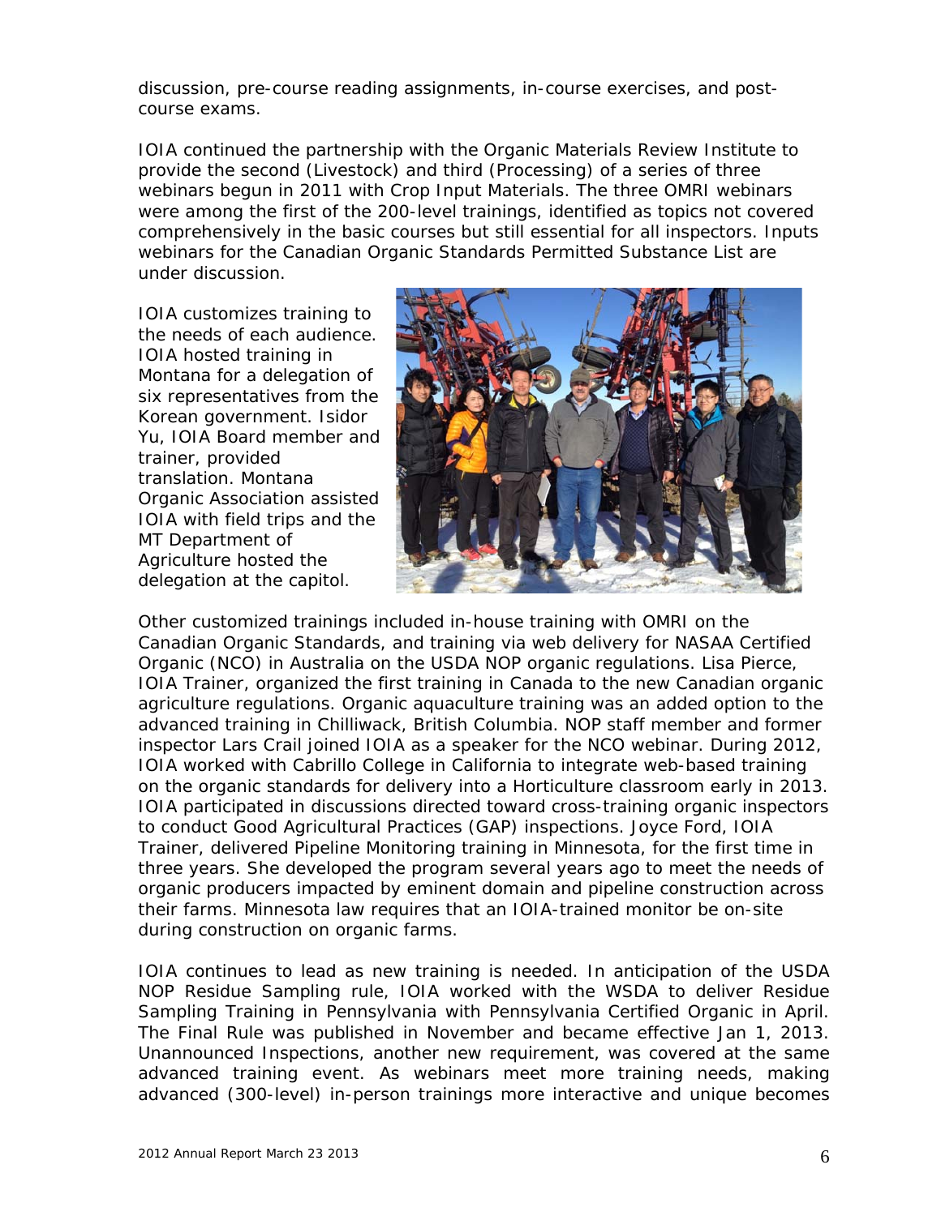discussion, pre-course reading assignments, in-course exercises, and post-course exams.

IOIA continued the partnership with the Organic Materials Review Institute to provide the second (Livestock) and third (Processing) of a series of three webinars begun in 2011 with Crop Input Materials. The three OMRI webinars were among the first of the 200-level trainings, identified as topics not covered comprehensively in the basic courses but still essential for all inspectors. Inputs webinars for the Canadian Organic Standards Permitted Substance List are under discussion.

IOIA customizes training to the needs of each audience. IOIA hosted training in Montana for a delegation of six representatives from the Korean government. Isidor Yu, IOIA Board member and trainer, provided translation. Montana Organic Association assisted IOIA with field trips and the MT Department of Agriculture hosted the delegation at the capitol.

Other customized trainings included in-house training with OMRI on the Canadian Organic Standards, and training via web delivery for NASAA Certified Organic (NCO) in Australia on the USDA NOP organic regulations. Lisa Pierce, IOIA Trainer, organized the first training in Canada to the new Canadian organic agriculture regulations. Organic aquaculture training was an added option to the advanced training in Chilliwack, British Columbia. NOP staff member and former inspector Lars Crail joined IOIA as a speaker for the NCO webinar. During 2012, IOIA worked with Cabrillo College in California to integrate web-based training on the organic standards for delivery into a Horticulture classroom early in 2013. IOIA participated in discussions directed toward cross-training organic inspectors to conduct Good Agricultural Practices (GAP) inspections. Joyce Ford, IOIA Trainer, delivered Pipeline Monitoring training in Minnesota, for the first time in three years. She developed the program several years ago to meet the needs of organic producers impacted by eminent domain and pipeline construction across their farms. Minnesota law requires that an IOIA-trained monitor be on-site during construction on organic farms.

IOIA continues to lead as new training is needed. In anticipation of the USDA NOP Residue Sampling rule, IOIA worked with the WSDA to deliver Residue Sampling Training in Pennsylvania with Pennsylvania Certified Organic in April. The Final Rule was published in November and became effective Jan 1, 2013. Unannounced Inspections, another new requirement, was covered at the same advanced training event. As webinars meet more training needs, making advanced (300-level) in-person trainings more interactive and unique becomes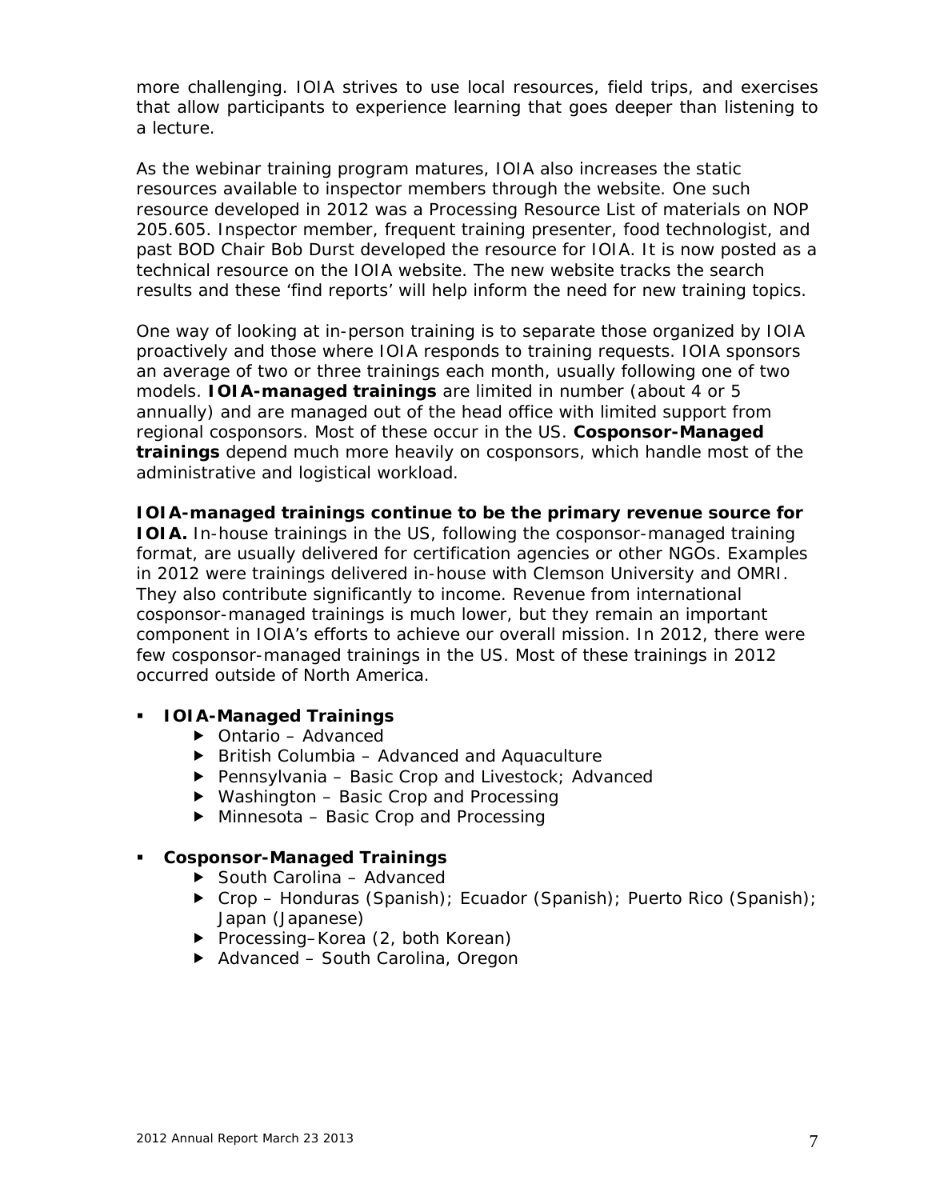more challenging. IOIA strives to use local resources, field trips, and exercises that allow participants to experience learning that goes deeper than listening to a lecture.

As the webinar training program matures, IOIA also increases the static resources available to inspector members through the website. One such resource developed in 2012 was a Processing Resource List of materials on NOP 205.605. Inspector member, frequent training presenter, food technologist, and past BOD Chair Bob Durst developed the resource for IOIA. It is now posted as a technical resource on the IOIA website. The new website tracks the search results and these 'find reports' will help inform the need for new training topics.

One way of looking at in-person training is to separate those organized by IOIA proactively and those where IOIA responds to training requests. IOIA sponsors an average of two or three trainings each month, usually following one of two models. **IOIA-managed trainings** are limited in number (about 4 or 5 annually) and are managed out of the head office with limited support from regional cosponsors. Most of these occur in the US. **Cosponsor-Managed trainings** depend much more heavily on cosponsors, which handle most of the administrative and logistical workload.

**IOIA-managed trainings continue to be the primary revenue source for IOIA.** In-house trainings in the US, following the cosponsor-managed training format, are usually delivered for certification agencies or other NGOs. Examples in 2012 were trainings delivered in-house with Clemson University and OMRI. They also contribute significantly to income. Revenue from international cosponsor-managed trainings is much lower, but they remain an important component in IOIA's efforts to achieve our overall mission. In 2012, there were few cosponsor-managed trainings in the US. Most of these trainings in 2012 occurred outside of North America.

- **IOIA-Managed Trainings**
  - Ontario – Advanced
  - British Columbia – Advanced and Aquaculture
  - Pennsylvania – Basic Crop and Livestock; Advanced
  - Washington – Basic Crop and Processing
  - Minnesota – Basic Crop and Processing

- **Cosponsor-Managed Trainings**
  - South Carolina – Advanced
  - Crop – Honduras (Spanish); Ecuador (Spanish); Puerto Rico (Spanish); Japan (Japanese)
  - Processing–Korea (2, both Korean)
  - Advanced – South Carolina, Oregon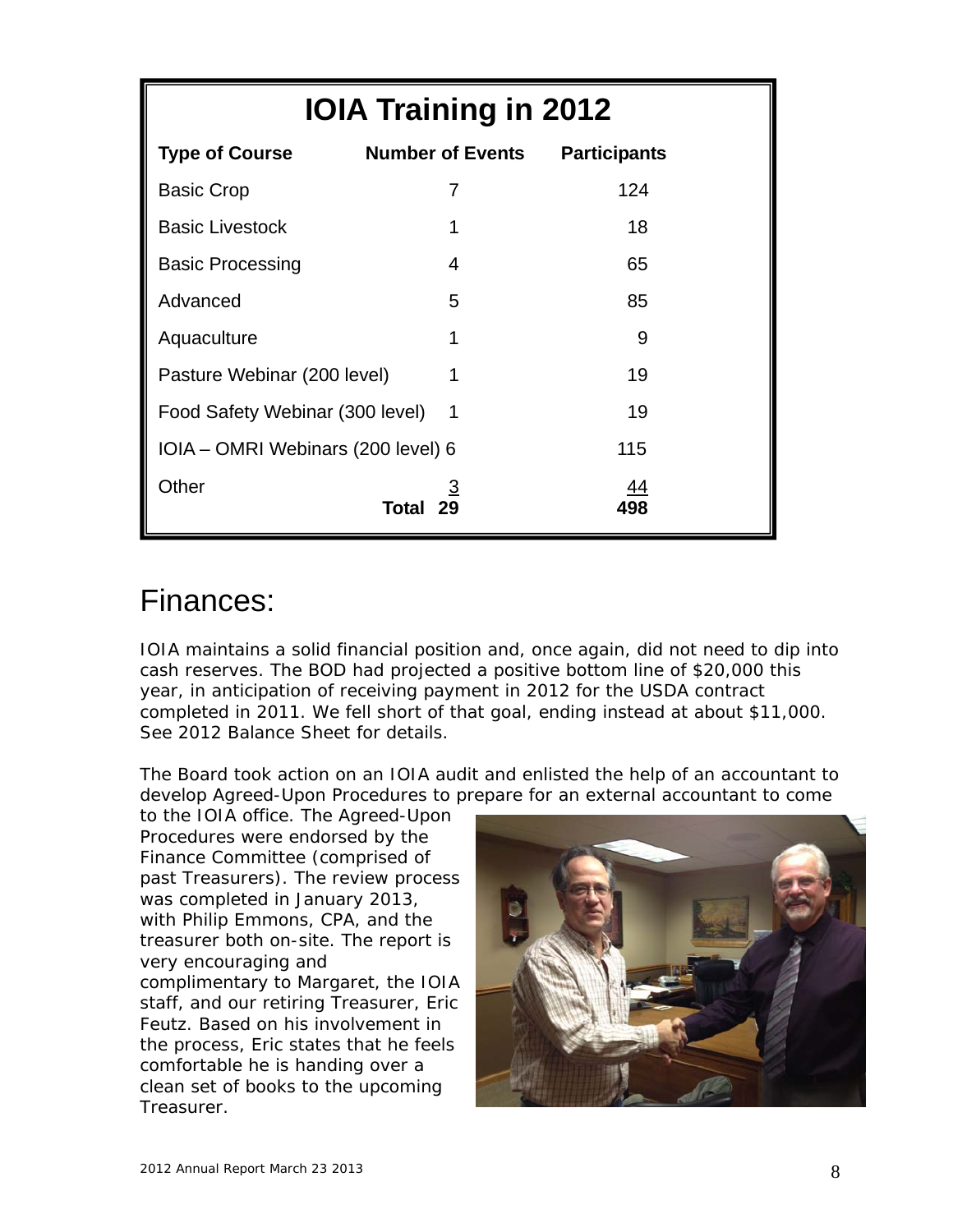## IOIA Training in 2012

| Type of Course | Number of Events | Participants |
|---|---|---|
| Basic Crop | 7 | 124 |
| Basic Livestock | 1 | 18 |
| Basic Processing | 4 | 65 |
| Advanced | 5 | 85 |
| Aquaculture | 1 | 9 |
| Pasture Webinar (200 level) | 1 | 19 |
| Food Safety Webinar (300 level) | 1 | 19 |
| IOIA – OMRI Webinars (200 level) | 6 | 115 |
| Other | 3 | 44 |
| **Total** | **29** | **498** |

# Finances:

IOIA maintains a solid financial position and, once again, did not need to dip into cash reserves. The BOD had projected a positive bottom line of $20,000 this year, in anticipation of receiving payment in 2012 for the USDA contract completed in 2011. We fell short of that goal, ending instead at about $11,000. See 2012 Balance Sheet for details.

The Board took action on an IOIA audit and enlisted the help of an accountant to develop Agreed-Upon Procedures to prepare for an external accountant to come to the IOIA office. The Agreed-Upon Procedures were endorsed by the Finance Committee (comprised of past Treasurers). The review process was completed in January 2013, with Philip Emmons, CPA, and the treasurer both on-site. The report is very encouraging and complimentary to Margaret, the IOIA staff, and our retiring Treasurer, Eric Feutz. Based on his involvement in the process, Eric states that he feels comfortable he is handing over a clean set of books to the upcoming Treasurer.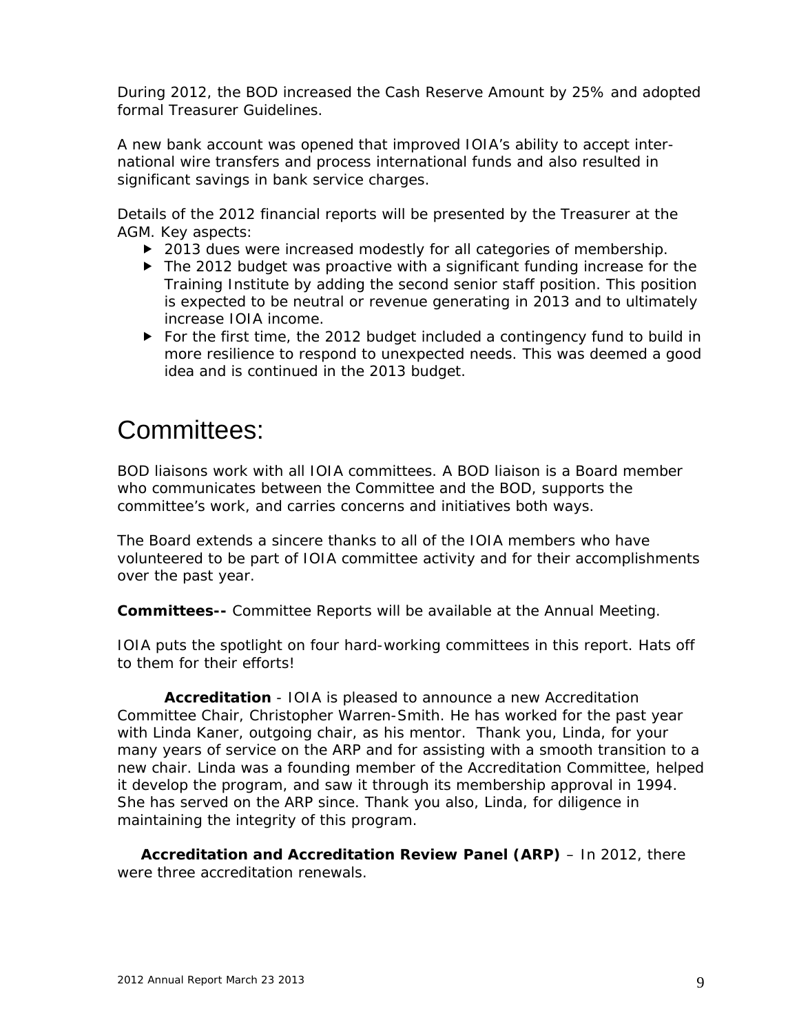During 2012, the BOD increased the Cash Reserve Amount by 25% and adopted formal Treasurer Guidelines.

A new bank account was opened that improved IOIA's ability to accept international wire transfers and process international funds and also resulted in significant savings in bank service charges.

Details of the 2012 financial reports will be presented by the Treasurer at the AGM. Key aspects:

- 2013 dues were increased modestly for all categories of membership.
- The 2012 budget was proactive with a significant funding increase for the Training Institute by adding the second senior staff position. This position is expected to be neutral or revenue generating in 2013 and to ultimately increase IOIA income.
- For the first time, the 2012 budget included a contingency fund to build in more resilience to respond to unexpected needs. This was deemed a good idea and is continued in the 2013 budget.

# Committees:

BOD liaisons work with all IOIA committees. A BOD liaison is a Board member who communicates between the Committee and the BOD, supports the committee's work, and carries concerns and initiatives both ways.

The Board extends a sincere thanks to all of the IOIA members who have volunteered to be part of IOIA committee activity and for their accomplishments over the past year.

**Committees--** Committee Reports will be available at the Annual Meeting.

IOIA puts the spotlight on four hard-working committees in this report. Hats off to them for their efforts!

**Accreditation** - IOIA is pleased to announce a new Accreditation Committee Chair, Christopher Warren-Smith. He has worked for the past year with Linda Kaner, outgoing chair, as his mentor. Thank you, Linda, for your many years of service on the ARP and for assisting with a smooth transition to a new chair. Linda was a founding member of the Accreditation Committee, helped it develop the program, and saw it through its membership approval in 1994. She has served on the ARP since. Thank you also, Linda, for diligence in maintaining the integrity of this program.

**Accreditation and Accreditation Review Panel (ARP)** – In 2012, there were three accreditation renewals.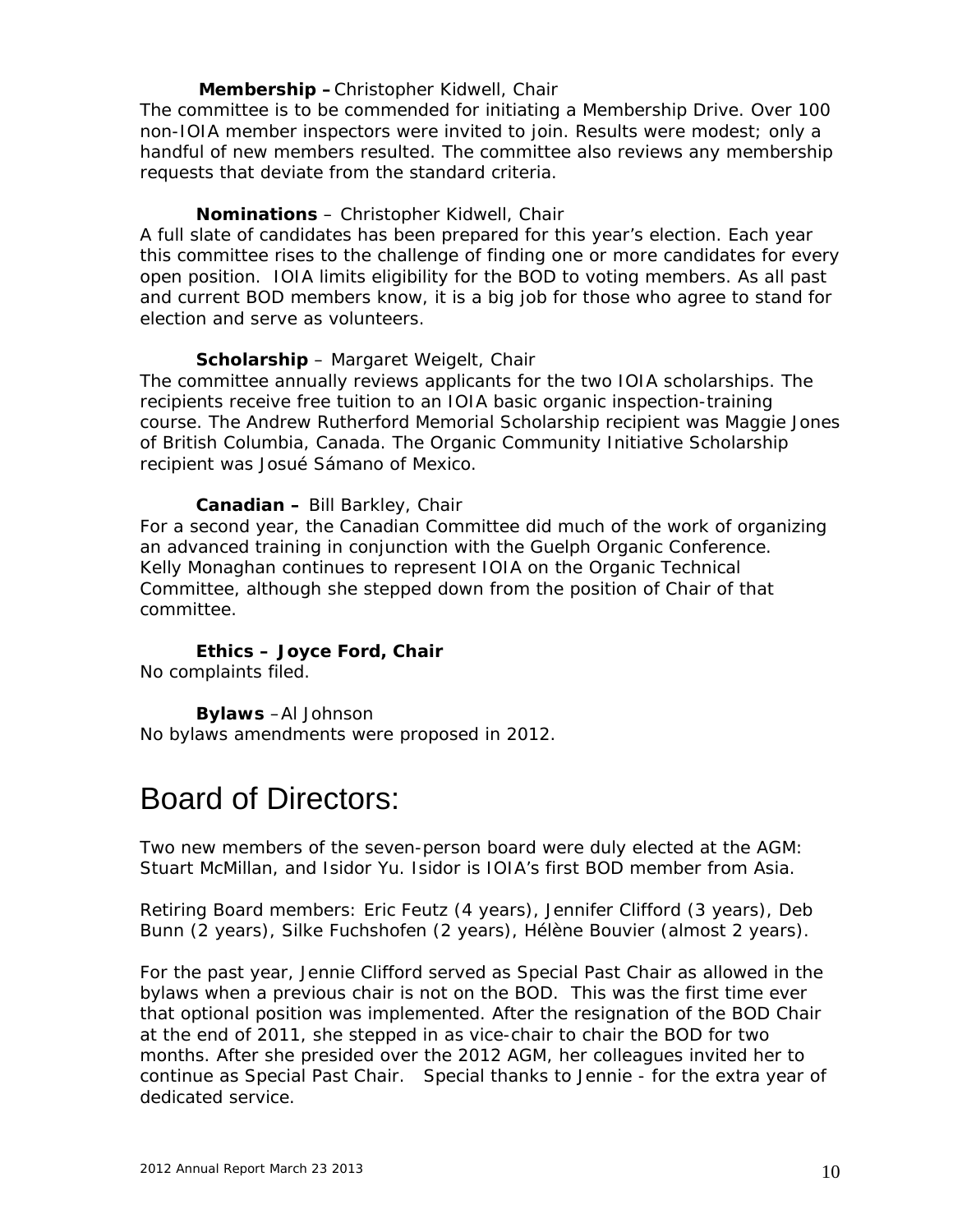**Membership –** Christopher Kidwell, Chair

The committee is to be commended for initiating a Membership Drive. Over 100 non-IOIA member inspectors were invited to join. Results were modest; only a handful of new members resulted. The committee also reviews any membership requests that deviate from the standard criteria.

**Nominations** – Christopher Kidwell, Chair

A full slate of candidates has been prepared for this year's election. Each year this committee rises to the challenge of finding one or more candidates for every open position. IOIA limits eligibility for the BOD to voting members. As all past and current BOD members know, it is a big job for those who agree to stand for election and serve as volunteers.

**Scholarship** – Margaret Weigelt, Chair

The committee annually reviews applicants for the two IOIA scholarships. The recipients receive free tuition to an IOIA basic organic inspection-training course. The Andrew Rutherford Memorial Scholarship recipient was Maggie Jones of British Columbia, Canada. The Organic Community Initiative Scholarship recipient was Josué Sámano of Mexico.

**Canadian –** Bill Barkley, Chair

For a second year, the Canadian Committee did much of the work of organizing an advanced training in conjunction with the Guelph Organic Conference. Kelly Monaghan continues to represent IOIA on the Organic Technical Committee, although she stepped down from the position of Chair of that committee.

**Ethics – Joyce Ford, Chair**

No complaints filed.

**Bylaws** –Al Johnson

No bylaws amendments were proposed in 2012.

# Board of Directors:

Two new members of the seven-person board were duly elected at the AGM: Stuart McMillan, and Isidor Yu. Isidor is IOIA's first BOD member from Asia.

Retiring Board members: Eric Feutz (4 years), Jennifer Clifford (3 years), Deb Bunn (2 years), Silke Fuchshofen (2 years), Hélène Bouvier (almost 2 years).

For the past year, Jennie Clifford served as Special Past Chair as allowed in the bylaws when a previous chair is not on the BOD. This was the first time ever that optional position was implemented. After the resignation of the BOD Chair at the end of 2011, she stepped in as vice-chair to chair the BOD for two months. After she presided over the 2012 AGM, her colleagues invited her to continue as Special Past Chair. Special thanks to Jennie - for the extra year of dedicated service.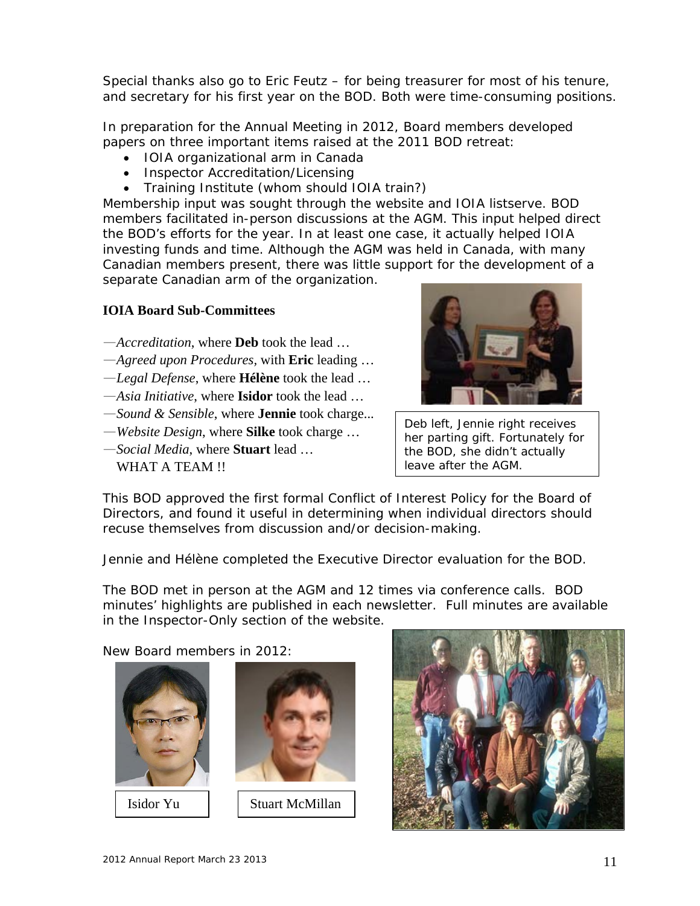Special thanks also go to Eric Feutz – for being treasurer for most of his tenure, and secretary for his first year on the BOD. Both were time-consuming positions.

In preparation for the Annual Meeting in 2012, Board members developed papers on three important items raised at the 2011 BOD retreat:

- IOIA organizational arm in Canada
- Inspector Accreditation/Licensing
- Training Institute (whom should IOIA train?)

Membership input was sought through the website and IOIA listserve. BOD members facilitated in-person discussions at the AGM. This input helped direct the BOD's efforts for the year. In at least one case, it actually helped IOIA investing funds and time. Although the AGM was held in Canada, with many Canadian members present, there was little support for the development of a separate Canadian arm of the organization.

**IOIA Board Sub-Committees**

—*Accreditation*, where **Deb** took the lead …
—*Agreed upon Procedures*, with **Eric** leading …
—*Legal Defense*, where **Hélène** took the lead …
—*Asia Initiative*, where **Isidor** took the lead …
—*Sound & Sensible*, where **Jennie** took charge...
—*Website Design*, where **Silke** took charge …
—*Social Media*, where **Stuart** lead …
WHAT A TEAM !!

Deb left, Jennie right receives her parting gift. Fortunately for the BOD, she didn't actually leave after the AGM.

This BOD approved the first formal Conflict of Interest Policy for the Board of Directors, and found it useful in determining when individual directors should recuse themselves from discussion and/or decision-making.

Jennie and Hélène completed the Executive Director evaluation for the BOD.

The BOD met in person at the AGM and 12 times via conference calls. BOD minutes' highlights are published in each newsletter. Full minutes are available in the Inspector-Only section of the website.

New Board members in 2012:

Isidor Yu

Stuart McMillan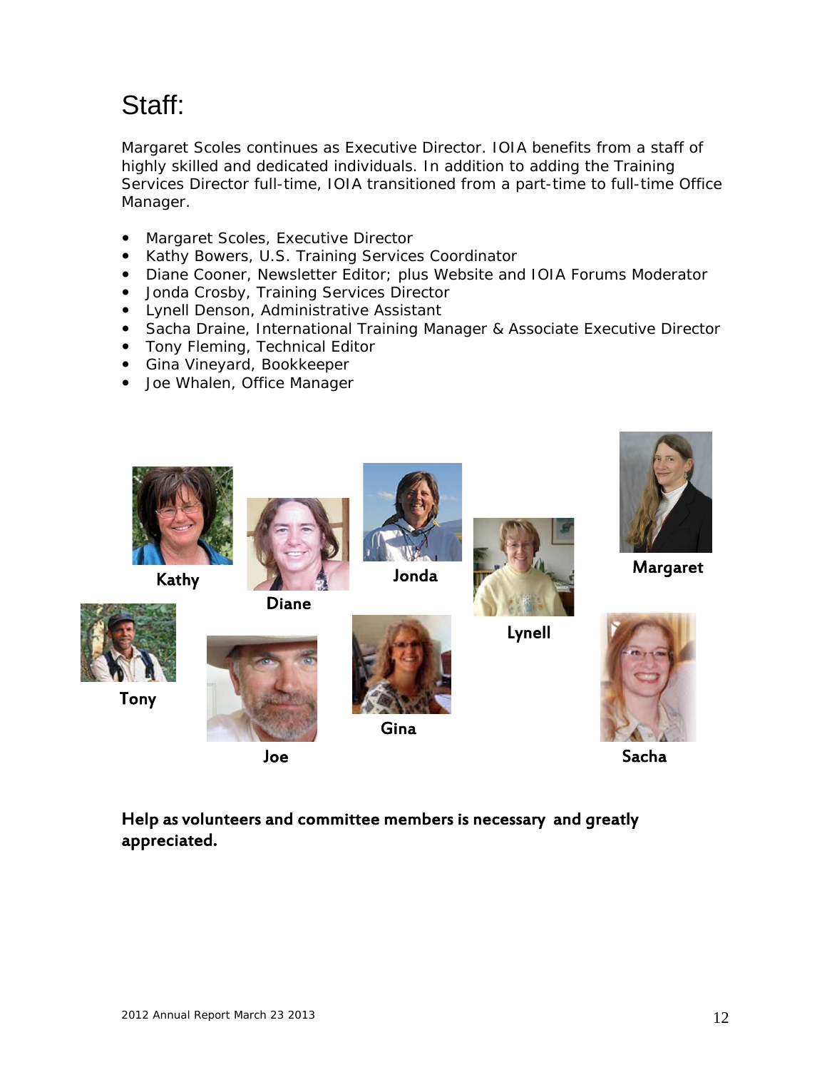# Staff:

Margaret Scoles continues as Executive Director. IOIA benefits from a staff of highly skilled and dedicated individuals. In addition to adding the Training Services Director full-time, IOIA transitioned from a part-time to full-time Office Manager.

- Margaret Scoles, Executive Director
- Kathy Bowers, U.S. Training Services Coordinator
- Diane Cooner, Newsletter Editor; plus Website and IOIA Forums Moderator
- Jonda Crosby, Training Services Director
- Lynell Denson, Administrative Assistant
- Sacha Draine, International Training Manager & Associate Executive Director
- Tony Fleming, Technical Editor
- Gina Vineyard, Bookkeeper
- Joe Whalen, Office Manager

Kathy

Diane

Jonda

Lynell

Margaret

Tony

Joe

Gina

Sacha

**Help as volunteers and committee members is necessary and greatly appreciated.**